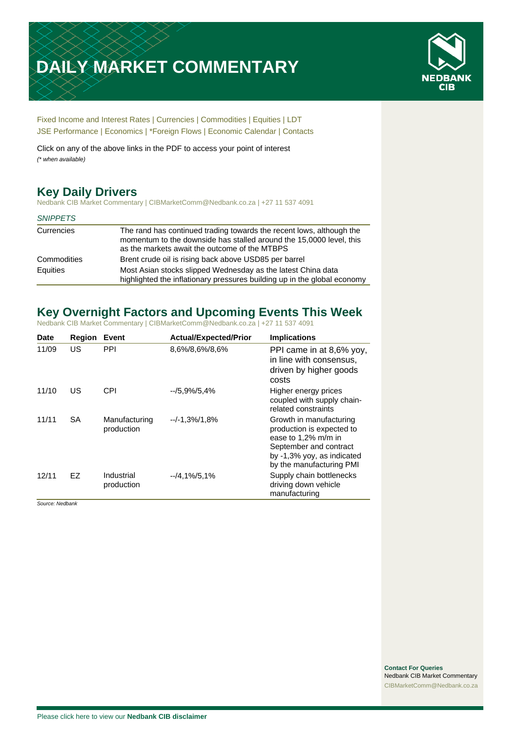# DAILY MARKET COMMENTARY

NEDBANK CIB

Fixed Income and Interest Rates | Currencies | Commodities | Equities | LDT
JSE Performance | Economics | *Foreign Flows | Economic Calendar | Contacts

Click on any of the above links in the PDF to access your point of interest
*(* when available)*

## Key Daily Drivers

Nedbank CIB Market Commentary | CIBMarketComm@Nedbank.co.za | +27 11 537 4091

*SNIPPETS*

| | |
|---|---|
| Currencies | The rand has continued trading towards the recent lows, although the momentum to the downside has stalled around the 15,0000 level, this as the markets await the outcome of the MTBPS |
| Commodities | Brent crude oil is rising back above USD85 per barrel |
| Equities | Most Asian stocks slipped Wednesday as the latest China data highlighted the inflationary pressures building up in the global economy |

## Key Overnight Factors and Upcoming Events This Week

Nedbank CIB Market Commentary | CIBMarketComm@Nedbank.co.za | +27 11 537 4091

| Date | Region | Event | Actual/Expected/Prior | Implications |
|---|---|---|---|---|
| 11/09 | US | PPI | 8,6%/8,6%/8,6% | PPI came in at 8,6% yoy, in line with consensus, driven by higher goods costs |
| 11/10 | US | CPI | --/5,9%/5,4% | Higher energy prices coupled with supply chain-related constraints |
| 11/11 | SA | Manufacturing production | --/-1,3%/1,8% | Growth in manufacturing production is expected to ease to 1,2% m/m in September and contract by -1,3% yoy, as indicated by the manufacturing PMI |
| 12/11 | EZ | Industrial production | --/4,1%/5,1% | Supply chain bottlenecks driving down vehicle manufacturing |

*Source: Nedbank*

**Contact For Queries**
Nedbank CIB Market Commentary
CIBMarketComm@Nedbank.co.za

Please click here to view our **Nedbank CIB disclaimer**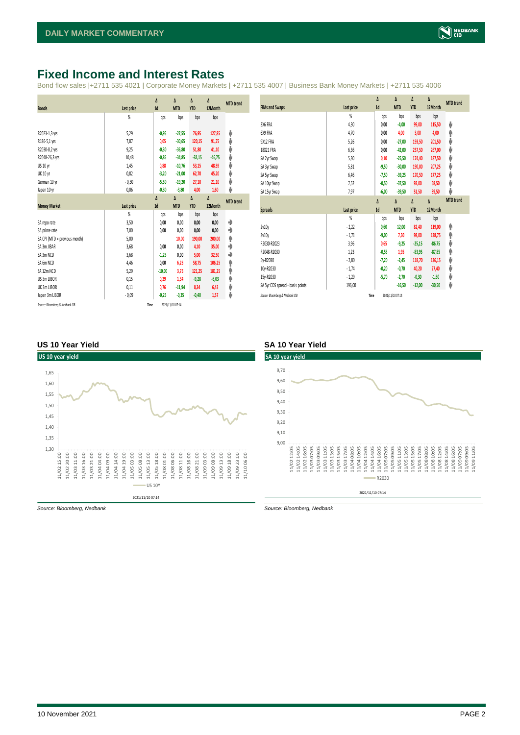# Fixed Income and Interest Rates

Bond flow sales |+2711 535 4021 | Corporate Money Markets | +2711 535 4007 | Business Bank Money Markets | +2711 535 4006

| Bonds | Last price | Δ 1d | Δ MTD | Δ YTD | Δ 12Month | MTD trend |
|---|---|---|---|---|---|---|
| | % | bps | bps | bps | bps | |
| R2023-1,3 yrs | 5,29 | -0,95 | -27,55 | 76,95 | 127,85 | ⬇ |
| R186-5,1 yrs | 7,87 | 0,05 | -30,65 | 120,15 | 91,75 | ⬇ |
| R2030-8,2 yrs | 9,25 | -0,30 | -36,80 | 51,80 | 41,10 | ⬇ |
| R2048-26,3 yrs | 10,48 | -0,85 | -34,85 | -32,15 | -46,75 | ⬇ |
| US 10 yr | 1,45 | 0,88 | -10,76 | 53,15 | 48,59 | ⬇ |
| UK 10 yr | 0,82 | -3,20 | -21,00 | 62,70 | 45,20 | ⬇ |
| German 10 yr | -0,30 | -5,50 | -19,20 | 27,10 | 21,10 | ⬇ |
| Japan 10 yr | 0,06 | -0,30 | -3,80 | 4,00 | 1,60 | ⬇ |

| Money Market | Last price | Δ 1d | Δ MTD | Δ YTD | Δ 12Month | MTD trend |
|---|---|---|---|---|---|---|
| | % | bps | bps | bps | bps | |
| SA repo rate | 3,50 | 0,00 | 0,00 | 0,00 | 0,00 | ➡ |
| SA prime rate | 7,00 | 0,00 | 0,00 | 0,00 | 0,00 | ➡ |
| SA CPI (MTD = previous month) | 5,00 | | 10,00 | 190,00 | 200,00 | ⬆ |
| SA 3m JIBAR | 3,68 | 0,00 | 0,00 | 4,10 | 35,00 | ➡ |
| SA 3m NCD | 3,68 | -1,25 | 0,00 | 5,00 | 32,50 | ➡ |
| SA 6m NCD | 4,46 | 0,00 | 6,25 | 58,75 | 106,25 | ⬆ |
| SA 12m NCD | 5,29 | -10,00 | 3,75 | 121,25 | 181,25 | ⬆ |
| US 3m LIBOR | 0,15 | 0,29 | 1,34 | -9,28 | -6,03 | ⬆ |
| UK 3m LIBOR | 0,11 | 0,76 | -11,94 | 8,34 | 6,43 | ⬇ |
| Japan 3m LIBOR | -0,09 | -0,25 | -0,35 | -0,40 | 1,57 | ⬇ |

*Source: Bloomberg & Nedbank CIB* Time 2021/11/10 07:14

| FRAs and Swaps | Last price | Δ 1d | Δ MTD | Δ YTD | Δ 12Month | MTD trend |
|---|---|---|---|---|---|---|
| | % | bps | bps | bps | bps | |
| 3X6 FRA | 4,30 | 0,00 | -4,00 | 99,00 | 115,50 | ⬇ |
| 6X9 FRA | 4,70 | 0,00 | 4,00 | 3,00 | 4,00 | ⬆ |
| 9X12 FRA | 5,26 | 0,00 | -27,00 | 193,50 | 201,50 | ⬇ |
| 18X21 FRA | 6,36 | 0,00 | -42,00 | 257,50 | 267,00 | ⬇ |
| SA 2yr Swap | 5,30 | 0,10 | -25,50 | 174,40 | 187,50 | ⬇ |
| SA 3yr Swap | 5,81 | -9,50 | -30,00 | 190,00 | 207,25 | ⬇ |
| SA 5yr Swap | 6,46 | -7,50 | -39,25 | 170,50 | 177,25 | ⬇ |
| SA 10yr Swap | 7,52 | -0,50 | -37,50 | 92,00 | 68,50 | ⬇ |
| SA 15yr Swap | 7,97 | -6,00 | -39,50 | 51,50 | 39,50 | ⬇ |

| Spreads | Last price | Δ 1d | Δ MTD | Δ YTD | Δ 12Month | MTD trend |
|---|---|---|---|---|---|---|
| | % | bps | bps | bps | bps | |
| 2v10y | -2,22 | 0,60 | 12,00 | 82,40 | 119,00 | ⬆ |
| 3v10y | -1,71 | -9,00 | 7,50 | 98,00 | 138,75 | ⬆ |
| R2030-R2023 | 3,96 | 0,65 | -9,25 | -25,15 | -86,75 | ⬇ |
| R2048-R2030 | 1,23 | -0,55 | 1,95 | -83,95 | -87,85 | ⬆ |
| 5y-R2030 | -2,80 | -7,20 | -2,45 | 118,70 | 136,15 | ⬇ |
| 10y-R2030 | -1,74 | -0,20 | -0,70 | 40,20 | 27,40 | ⬇ |
| 15y-R2030 | -1,29 | -5,70 | -2,70 | -0,30 | -1,60 | ⬇ |
| SA 5yr CDS spread - basis points | 196,00 | | -16,50 | -12,00 | -30,50 | ⬇ |

*Source: Bloomberg & Nedbank CIB* Time 2021/11/10 07:14

### US 10 Year Yield

*Source: Bloomberg, Nedbank*

### SA 10 Year Yield

*Source: Bloomberg, Nedbank*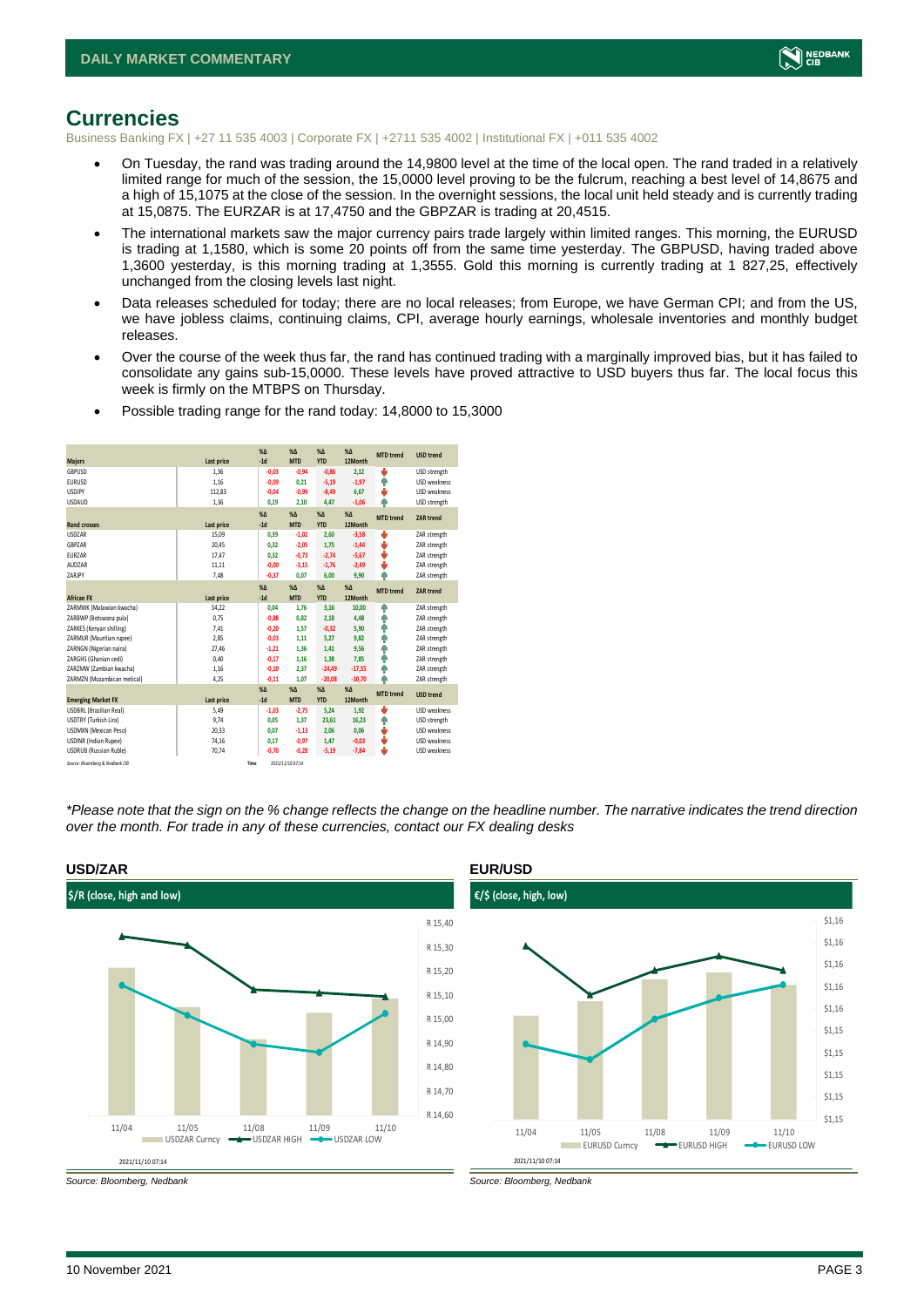# Currencies

Business Banking FX | +27 11 535 4003 | Corporate FX | +2711 535 4002 | Institutional FX | +011 535 4002

- On Tuesday, the rand was trading around the 14,9800 level at the time of the local open. The rand traded in a relatively limited range for much of the session, the 15,0000 level proving to be the fulcrum, reaching a best level of 14,8675 and a high of 15,1075 at the close of the session. In the overnight sessions, the local unit held steady and is currently trading at 15,0875. The EURZAR is at 17,4750 and the GBPZAR is trading at 20,4515.
- The international markets saw the major currency pairs trade largely within limited ranges. This morning, the EURUSD is trading at 1,1580, which is some 20 points off from the same time yesterday. The GBPUSD, having traded above 1,3600 yesterday, is this morning trading at 1,3555. Gold this morning is currently trading at 1 827,25, effectively unchanged from the closing levels last night.
- Data releases scheduled for today; there are no local releases; from Europe, we have German CPI; and from the US, we have jobless claims, continuing claims, CPI, average hourly earnings, wholesale inventories and monthly budget releases.
- Over the course of the week thus far, the rand has continued trading with a marginally improved bias, but it has failed to consolidate any gains sub-15,0000. These levels have proved attractive to USD buyers thus far. The local focus this week is firmly on the MTBPS on Thursday.
- Possible trading range for the rand today: 14,8000 to 15,3000

| Majors | Last price | %Δ -1d | %Δ MTD | %Δ YTD | %Δ 12Month | MTD trend | USD trend |
|---|---|---|---|---|---|---|---|
| GBPUSD | 1,36 | -0,03 | -0,94 | -0,86 | 2,12 | ↓ | USD strength |
| EURUSD | 1,16 | -0,09 | 0,21 | -5,19 | -1,97 | ↑ | USD weakness |
| USDJPY | 112,83 | -0,04 | -0,99 | -8,49 | 6,67 | ↓ | USD weakness |
| USDAUD | 1,36 | 0,19 | 2,10 | 4,47 | -1,06 | ↑ | USD strength |
| **Rand crosses** | **Last price** | **%Δ -1d** | **%Δ MTD** | **%Δ YTD** | **%Δ 12Month** | **MTD trend** | **ZAR trend** |
| USDZAR | 15,09 | 0,39 | -1,02 | 2,60 | -3,58 | ↓ | ZAR strength |
| GBPZAR | 20,45 | 0,32 | -2,05 | 1,75 | -1,44 | ↓ | ZAR strength |
| EURZAR | 17,47 | 0,32 | -0,73 | -2,74 | -5,67 | ↓ | ZAR strength |
| AUDZAR | 11,11 | -0,00 | -3,15 | -1,76 | -2,49 | ↓ | ZAR strength |
| ZARJPY | 7,48 | -0,37 | 0,07 | 6,00 | 9,90 | ↑ | ZAR strength |
| **African FX** | **Last price** | **%Δ -1d** | **%Δ MTD** | **%Δ YTD** | **%Δ 12Month** | **MTD trend** | **ZAR trend** |
| ZARMWK (Malawian kwacha) | 54,22 | 0,04 | 1,76 | 3,16 | 10,00 | ↑ | ZAR strength |
| ZARBWP (Botswana pula) | 0,75 | -0,88 | 0,82 | 2,18 | 4,48 | ↑ | ZAR strength |
| ZARKES (Kenyan shilling) | 7,41 | -0,20 | 1,57 | -0,32 | 5,90 | ↑ | ZAR strength |
| ZARMUR (Mauritian rupee) | 2,85 | -0,03 | 1,11 | 5,27 | 9,82 | ↑ | ZAR strength |
| ZARNGN (Nigerian naira) | 27,46 | -1,21 | 1,36 | 1,41 | 9,56 | ↑ | ZAR strength |
| ZARGHS (Ghanian cedi) | 0,40 | -0,17 | 1,16 | 1,38 | 7,85 | ↑ | ZAR strength |
| ZARZMW (Zambian kwacha) | 1,16 | -0,10 | 2,37 | -24,49 | -17,55 | ↑ | ZAR strength |
| ZARMZN (Mozambican metical) | 4,25 | -0,11 | 1,07 | -20,08 | -10,70 | ↑ | ZAR strength |
| **Emerging Market FX** | **Last price** | **%Δ -1d** | **%Δ MTD** | **%Δ YTD** | **%Δ 12Month** | **MTD trend** | **USD trend** |
| USDBRL (Brazilian Real) | 5,49 | -1,03 | -2,75 | 5,24 | 1,92 | ↓ | USD weakness |
| USDTRY (Turkish Lira) | 9,74 | 0,05 | 1,37 | 23,61 | 16,23 | ↑ | USD strength |
| USDMXN (Mexican Peso) | 20,33 | 0,07 | -1,13 | 2,06 | 0,06 | ↓ | USD weakness |
| USDINR (Indian Rupee) | 74,16 | 0,17 | -0,97 | 1,47 | -0,03 | ↓ | USD weakness |
| USDRUB (Russian Ruble) | 70,74 | -0,70 | -0,28 | -5,19 | -7,84 | ↓ | USD weakness |

Source: Bloomberg & Nedbank CIB    Time 2021/11/10 07:14

*\*Please note that the sign on the % change reflects the change on the headline number. The narrative indicates the trend direction over the month. For trade in any of these currencies, contact our FX dealing desks*

### USD/ZAR

Source: Bloomberg, Nedbank

### EUR/USD

Source: Bloomberg, Nedbank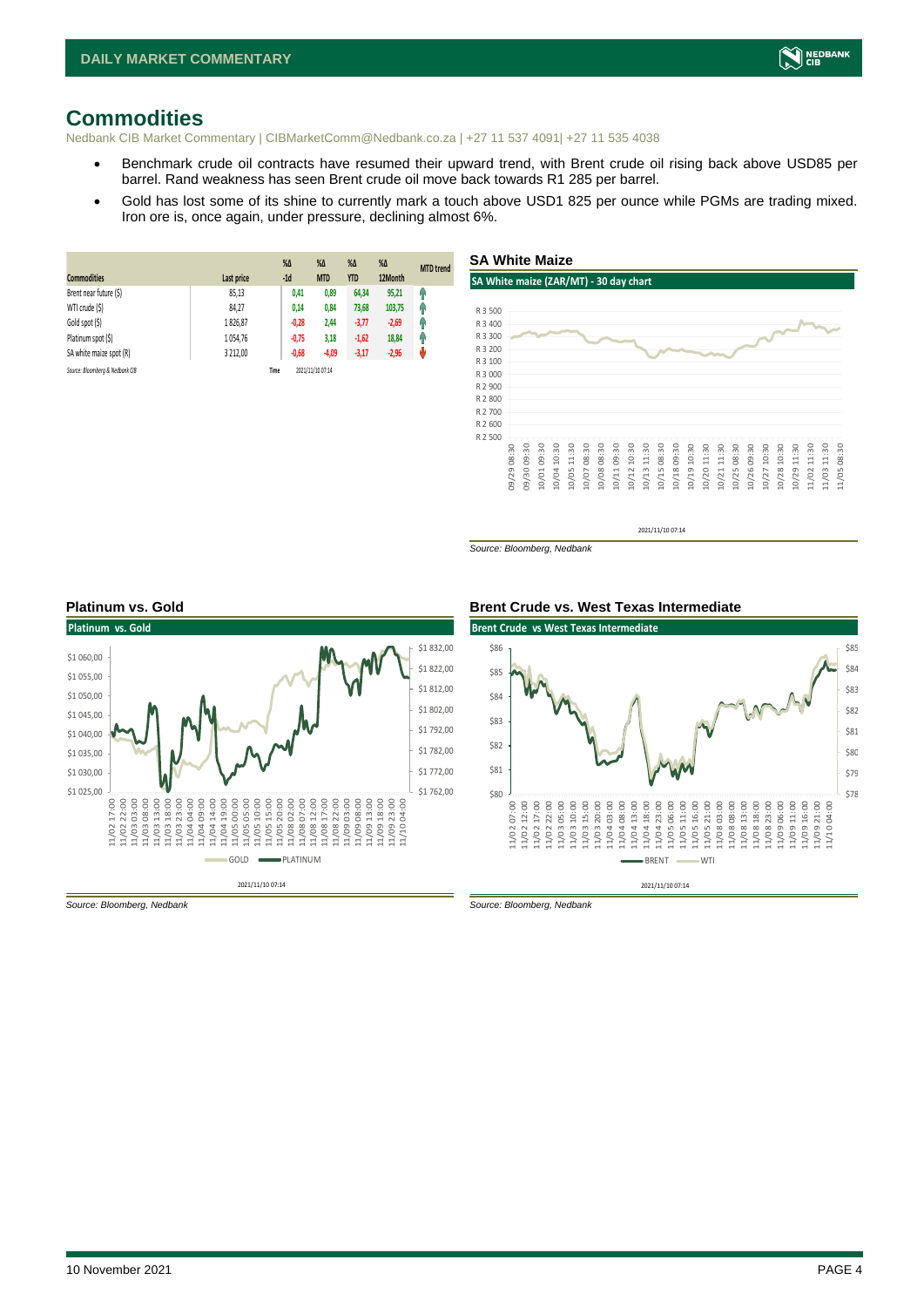# Commodities

Nedbank CIB Market Commentary | CIBMarketComm@Nedbank.co.za | +27 11 537 4091| +27 11 535 4038

- Benchmark crude oil contracts have resumed their upward trend, with Brent crude oil rising back above USD85 per barrel. Rand weakness has seen Brent crude oil move back towards R1 285 per barrel.
- Gold has lost some of its shine to currently mark a touch above USD1 825 per ounce while PGMs are trading mixed. Iron ore is, once again, under pressure, declining almost 6%.

| Commodities | Last price | %Δ -1d | %Δ MTD | %Δ YTD | %Δ 12Month | MTD trend |
|---|---|---|---|---|---|---|
| Brent near future ($) | 85,13 | 0,41 | 0,89 | 64,34 | 95,21 | ↑ |
| WTI crude ($) | 84,27 | 0,14 | 0,84 | 73,68 | 103,75 | ↑ |
| Gold spot ($) | 1 826,87 | -0,28 | 2,44 | -3,77 | -2,69 | ↑ |
| Platinum spot ($) | 1 054,76 | -0,75 | 3,18 | -1,62 | 18,84 | ↑ |
| SA white maize spot (R) | 3 212,00 | -0,68 | -4,09 | -3,17 | -2,96 | ↓ |

*Source: Bloomberg & Nedbank CIB* Time 2021/11/10 07:14

### SA White Maize

Source: Bloomberg, Nedbank

### Platinum vs. Gold

Source: Bloomberg, Nedbank

### Brent Crude vs. West Texas Intermediate

Source: Bloomberg, Nedbank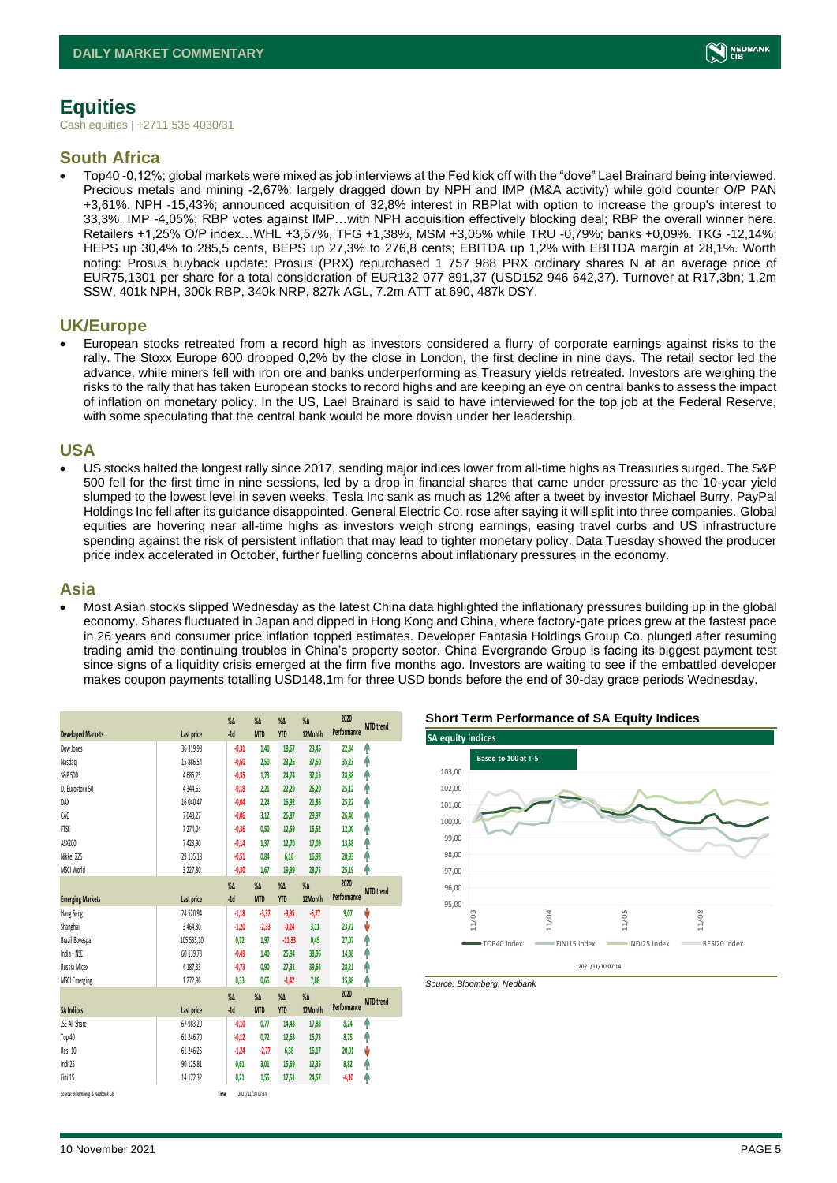# Equities

Cash equities | +2711 535 4030/31

## South Africa

- Top40 -0,12%; global markets were mixed as job interviews at the Fed kick off with the "dove" Lael Brainard being interviewed. Precious metals and mining -2,67%: largely dragged down by NPH and IMP (M&A activity) while gold counter O/P PAN +3,61%. NPH -15,43%; announced acquisition of 32,8% interest in RBPlat with option to increase the group's interest to 33,3%. IMP -4,05%; RBP votes against IMP…with NPH acquisition effectively blocking deal; RBP the overall winner here. Retailers +1,25% O/P index…WHL +3,57%, TFG +1,38%, MSM +3,05% while TRU -0,79%; banks +0,09%. TKG -12,14%; HEPS up 30,4% to 285,5 cents, BEPS up 27,3% to 276,8 cents; EBITDA up 1,2% with EBITDA margin at 28,1%. Worth noting: Prosus buyback update: Prosus (PRX) repurchased 1 757 988 PRX ordinary shares N at an average price of EUR75,1301 per share for a total consideration of EUR132 077 891,37 (USD152 946 642,37). Turnover at R17,3bn; 1,2m SSW, 401k NPH, 300k RBP, 340k NRP, 827k AGL, 7.2m ATT at 690, 487k DSY.

## UK/Europe

- European stocks retreated from a record high as investors considered a flurry of corporate earnings against risks to the rally. The Stoxx Europe 600 dropped 0,2% by the close in London, the first decline in nine days. The retail sector led the advance, while miners fell with iron ore and banks underperforming as Treasury yields retreated. Investors are weighing the risks to the rally that has taken European stocks to record highs and are keeping an eye on central banks to assess the impact of inflation on monetary policy. In the US, Lael Brainard is said to have interviewed for the top job at the Federal Reserve, with some speculating that the central bank would be more dovish under her leadership.

## USA

- US stocks halted the longest rally since 2017, sending major indices lower from all-time highs as Treasuries surged. The S&P 500 fell for the first time in nine sessions, led by a drop in financial shares that came under pressure as the 10-year yield slumped to the lowest level in seven weeks. Tesla Inc sank as much as 12% after a tweet by investor Michael Burry. PayPal Holdings Inc fell after its guidance disappointed. General Electric Co. rose after saying it will split into three companies. Global equities are hovering near all-time highs as investors weigh strong earnings, easing travel curbs and US infrastructure spending against the risk of persistent inflation that may lead to tighter monetary policy. Data Tuesday showed the producer price index accelerated in October, further fuelling concerns about inflationary pressures in the economy.

## Asia

- Most Asian stocks slipped Wednesday as the latest China data highlighted the inflationary pressures building up in the global economy. Shares fluctuated in Japan and dipped in Hong Kong and China, where factory-gate prices grew at the fastest pace in 26 years and consumer price inflation topped estimates. Developer Fantasia Holdings Group Co. plunged after resuming trading amid the continuing troubles in China's property sector. China Evergrande Group is facing its biggest payment test since signs of a liquidity crisis emerged at the firm five months ago. Investors are waiting to see if the embattled developer makes coupon payments totalling USD148,1m for three USD bonds before the end of 30-day grace periods Wednesday.

| Developed Markets | Last price | %Δ -1d | %Δ MTD | %Δ YTD | %Δ 12Month | 2020 Performance | MTD trend |
|---|---|---|---|---|---|---|---|
| Dow Jones | 36 319,98 | -0,31 | 1,40 | 18,67 | 23,45 | 22,34 | ↑ |
| Nasdaq | 15 886,54 | -0,60 | 2,50 | 23,26 | 37,50 | 35,23 | ↑ |
| S&P 500 | 4 685,25 | -0,35 | 1,73 | 24,74 | 32,15 | 28,88 | ↑ |
| DJ Eurostoxx 50 | 4 344,63 | -0,18 | 2,21 | 22,29 | 26,20 | 25,12 | ↑ |
| DAX | 16 040,47 | -0,04 | 2,24 | 16,92 | 21,86 | 25,22 | ↑ |
| CAC | 7 043,27 | -0,06 | 3,12 | 26,87 | 29,97 | 26,46 | ↑ |
| FTSE | 7 274,04 | -0,36 | 0,50 | 12,59 | 15,52 | 12,00 | ↑ |
| ASX200 | 7 423,90 | -0,14 | 1,37 | 12,70 | 17,09 | 13,38 | ↑ |
| Nikkei 225 | 29 135,18 | -0,51 | 0,84 | 6,16 | 16,98 | 20,93 | ↑ |
| MSCI World | 3 227,80 | -0,30 | 1,67 | 19,99 | 28,75 | 25,19 | ↑ |
| **Emerging Markets** | **Last price** | **%Δ -1d** | **%Δ MTD** | **%Δ YTD** | **%Δ 12Month** | **2020 Performance** | **MTD trend** |
| Hang Seng | 24 520,94 | -1,18 | -3,37 | -9,95 | -6,77 | 9,07 | ↓ |
| Shanghai | 3 464,80 | -1,20 | -2,33 | -0,24 | 3,11 | 23,72 | ↓ |
| Brazil Bovespa | 105 535,10 | 0,72 | 1,97 | -11,33 | 0,45 | 27,07 | ↑ |
| India - NSE | 60 139,73 | -0,49 | 1,40 | 25,94 | 38,96 | 14,38 | ↑ |
| Russia Micex | 4 187,33 | -0,73 | 0,90 | 27,31 | 39,64 | 28,21 | ↑ |
| MSCI Emerging | 1 272,96 | 0,33 | 0,65 | -1,42 | 7,88 | 15,38 | ↑ |
| **SA Indices** | **Last price** | **%Δ -1d** | **%Δ MTD** | **%Δ YTD** | **%Δ 12Month** | **2020 Performance** | **MTD trend** |
| JSE All Share | 67 983,20 | -0,10 | 0,77 | 14,43 | 17,88 | 8,24 | ↑ |
| Top 40 | 61 246,70 | -0,12 | 0,72 | 12,63 | 15,73 | 8,75 | ↑ |
| Resi 10 | 61 246,25 | -1,24 | -2,77 | 6,38 | 16,17 | 20,01 | ↓ |
| Indi 25 | 90 125,81 | 0,61 | 3,01 | 15,69 | 12,35 | 8,82 | ↑ |
| Fini 15 | 14 172,32 | 0,21 | 1,55 | 17,51 | 24,57 | -4,30 | ↑ |

Source: Bloomberg & Nedbank CIB Time 2021/11/10 07:14

**Short Term Performance of SA Equity Indices**

SA equity indices — Based to 100 at T-5 (TOP40 Index, FINI15 Index, INDI25 Index, RESI20 Index) — 2021/11/10 07:14

Source: Bloomberg, Nedbank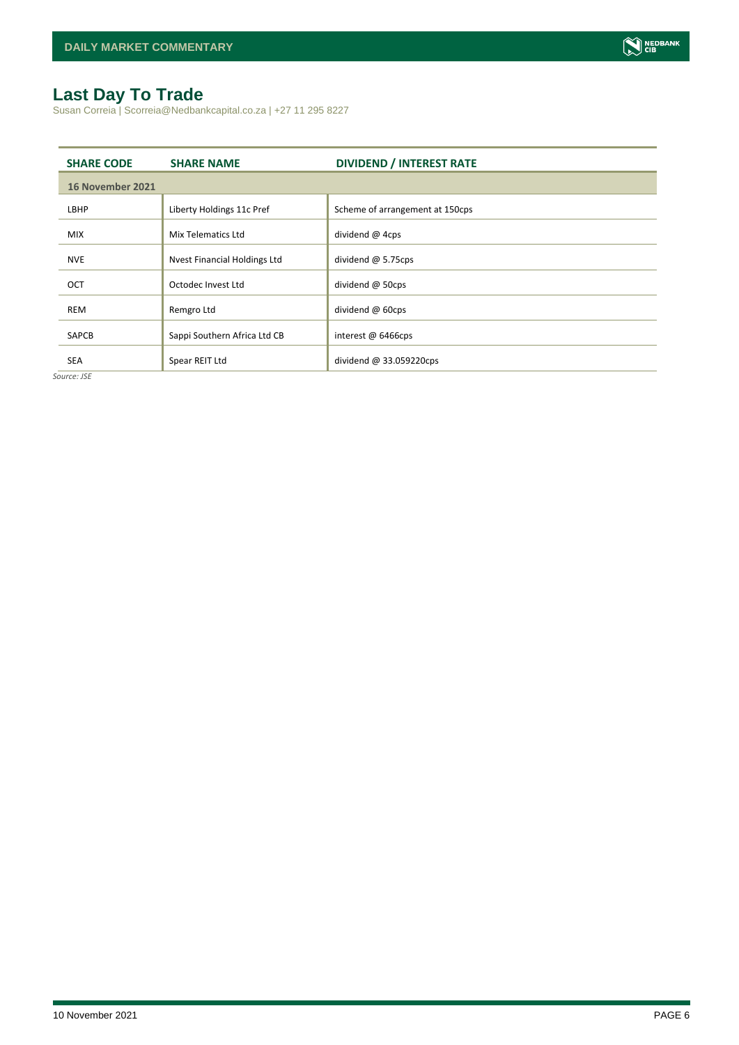# Last Day To Trade

Susan Correia | Scorreia@Nedbankcapital.co.za | +27 11 295 8227

| SHARE CODE | SHARE NAME | DIVIDEND / INTEREST RATE |
|---|---|---|
| **16 November 2021** | | |
| LBHP | Liberty Holdings 11c Pref | Scheme of arrangement at 150cps |
| MIX | Mix Telematics Ltd | dividend @ 4cps |
| NVE | Nvest Financial Holdings Ltd | dividend @ 5.75cps |
| OCT | Octodec Invest Ltd | dividend @ 50cps |
| REM | Remgro Ltd | dividend @ 60cps |
| SAPCB | Sappi Southern Africa Ltd CB | interest @ 6466cps |
| SEA | Spear REIT Ltd | dividend @ 33.059220cps |

*Source: JSE*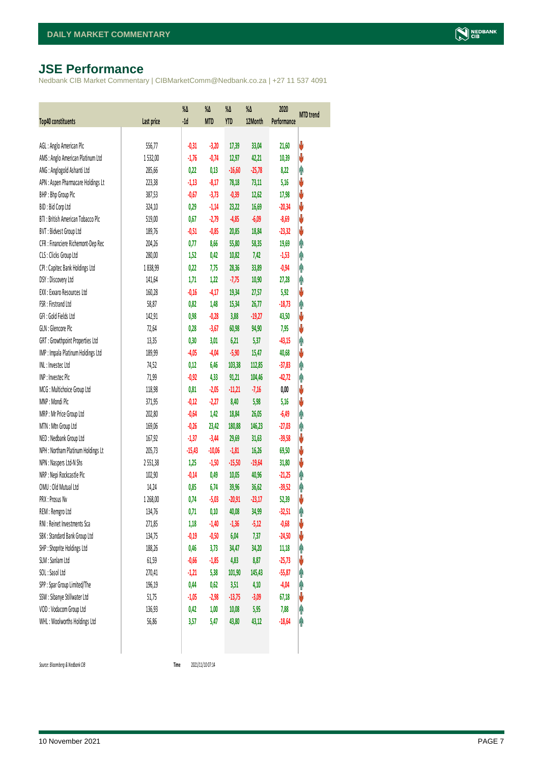# JSE Performance

Nedbank CIB Market Commentary | CIBMarketComm@Nedbank.co.za | +27 11 537 4091

| Top40 constituents | Last price | %Δ -1d | %Δ MTD | %Δ YTD | %Δ 12Month | 2020 Performance | MTD trend |
|---|---|---|---|---|---|---|---|
| AGL : Anglo American Plc | 556,77 | -0,31 | -3,20 | 17,39 | 33,04 | 21,60 | ↓ |
| AMS : Anglo American Platinum Ltd | 1 532,00 | -1,76 | -0,74 | 12,97 | 42,21 | 10,39 | ↓ |
| ANG : Anglogold Ashanti Ltd | 285,66 | 0,22 | 0,13 | -16,60 | -25,78 | 8,22 | ↑ |
| APN : Aspen Pharmacare Holdings Lt | 223,38 | -1,13 | -8,17 | 78,18 | 73,11 | 5,16 | ↓ |
| BHP : Bhp Group Plc | 387,53 | -0,67 | -3,73 | -0,39 | 12,62 | 17,98 | ↓ |
| BID : Bid Corp Ltd | 324,10 | 0,29 | -1,14 | 23,22 | 16,69 | -20,34 | ↓ |
| BTI : British American Tobacco Plc | 519,00 | 0,67 | -2,79 | -4,85 | -6,09 | -8,69 | ↓ |
| BVT : Bidvest Group Ltd | 189,76 | -0,51 | -0,85 | 20,85 | 18,84 | -23,32 | ↓ |
| CFR : Financiere Richemont-Dep Rec | 204,26 | 0,77 | 8,66 | 55,80 | 58,35 | 19,69 | ↑ |
| CLS : Clicks Group Ltd | 280,00 | 1,52 | 0,42 | 10,82 | 7,42 | -1,53 | ↑ |
| CPI : Capitec Bank Holdings Ltd | 1 838,99 | 0,22 | 7,75 | 28,36 | 33,89 | -0,94 | ↑ |
| DSY : Discovery Ltd | 141,64 | 1,71 | 1,22 | -7,75 | 10,90 | 27,28 | ↑ |
| EXX : Exxaro Resources Ltd | 160,28 | -0,16 | -4,17 | 19,34 | 27,57 | 5,92 | ↓ |
| FSR : Firstrand Ltd | 58,87 | 0,82 | 1,48 | 15,34 | 26,77 | -18,73 | ↑ |
| GFI : Gold Fields Ltd | 142,91 | 0,98 | -0,28 | 3,88 | -19,27 | 43,50 | ↓ |
| GLN : Glencore Plc | 72,64 | 0,28 | -3,67 | 60,98 | 94,90 | 7,95 | ↓ |
| GRT : Growthpoint Properties Ltd | 13,35 | 0,30 | 3,01 | 6,21 | 5,37 | -43,15 | ↑ |
| IMP : Impala Platinum Holdings Ltd | 189,99 | -4,05 | -4,04 | -5,90 | 15,47 | 40,68 | ↓ |
| INL : Investec Ltd | 74,52 | 0,12 | 6,46 | 103,38 | 112,85 | -37,83 | ↑ |
| INP : Investec Plc | 71,99 | -0,92 | 4,33 | 91,21 | 104,46 | -42,72 | ↑ |
| MCG : Multichoice Group Ltd | 118,98 | 0,81 | -2,05 | -11,21 | -7,16 | 0,00 | ↓ |
| MNP : Mondi Plc | 371,95 | -0,12 | -2,27 | 8,40 | 5,98 | 5,16 | ↓ |
| MRP : Mr Price Group Ltd | 202,80 | -0,64 | 1,42 | 18,84 | 26,05 | -6,49 | ↑ |
| MTN : Mtn Group Ltd | 169,06 | -0,26 | 23,42 | 180,88 | 146,23 | -27,03 | ↑ |
| NED : Nedbank Group Ltd | 167,92 | -1,37 | -3,44 | 29,69 | 31,63 | -39,58 | ↓ |
| NPH : Northam Platinum Holdings Lt | 205,73 | -15,43 | -10,06 | -1,81 | 16,26 | 69,50 | ↓ |
| NPN : Naspers Ltd-N Shs | 2 551,38 | 1,25 | -1,50 | -15,50 | -19,64 | 31,80 | ↓ |
| NRP : Nepi Rockcastle Plc | 102,90 | -0,14 | 0,49 | 10,05 | 40,96 | -21,25 | ↑ |
| OMU : Old Mutual Ltd | 14,24 | 0,85 | 6,74 | 39,96 | 36,62 | -39,52 | ↑ |
| PRX : Prosus Nv | 1 268,00 | 0,74 | -5,03 | -20,91 | -23,17 | 52,39 | ↓ |
| REM : Remgro Ltd | 134,76 | 0,71 | 0,10 | 40,08 | 34,99 | -32,51 | ↑ |
| RNI : Reinet Investments Sca | 271,85 | 1,18 | -1,40 | -1,36 | -5,12 | -0,68 | ↓ |
| SBK : Standard Bank Group Ltd | 134,75 | -0,19 | -0,50 | 6,04 | 7,37 | -24,50 | ↓ |
| SHP : Shoprite Holdings Ltd | 188,26 | 0,46 | 3,73 | 34,47 | 34,20 | 11,18 | ↑ |
| SLM : Sanlam Ltd | 61,59 | -0,66 | -1,85 | 4,83 | 8,87 | -25,73 | ↓ |
| SOL : Sasol Ltd | 270,41 | -1,21 | 5,38 | 101,90 | 145,43 | -55,87 | ↑ |
| SPP : Spar Group Limited/The | 196,19 | 0,44 | 0,62 | 3,51 | 4,10 | -4,04 | ↑ |
| SSW : Sibanye Stillwater Ltd | 51,75 | -1,05 | -2,98 | -13,75 | -3,09 | 67,18 | ↓ |
| VOD : Vodacom Group Ltd | 136,93 | 0,42 | 1,00 | 10,08 | 5,95 | 7,88 | ↑ |
| WHL : Woolworths Holdings Ltd | 56,86 | 3,57 | 5,47 | 43,80 | 43,12 | -18,64 | ↑ |

*Source: Bloomberg & Nedbank CIB*    **Time** 2021/11/10 07:14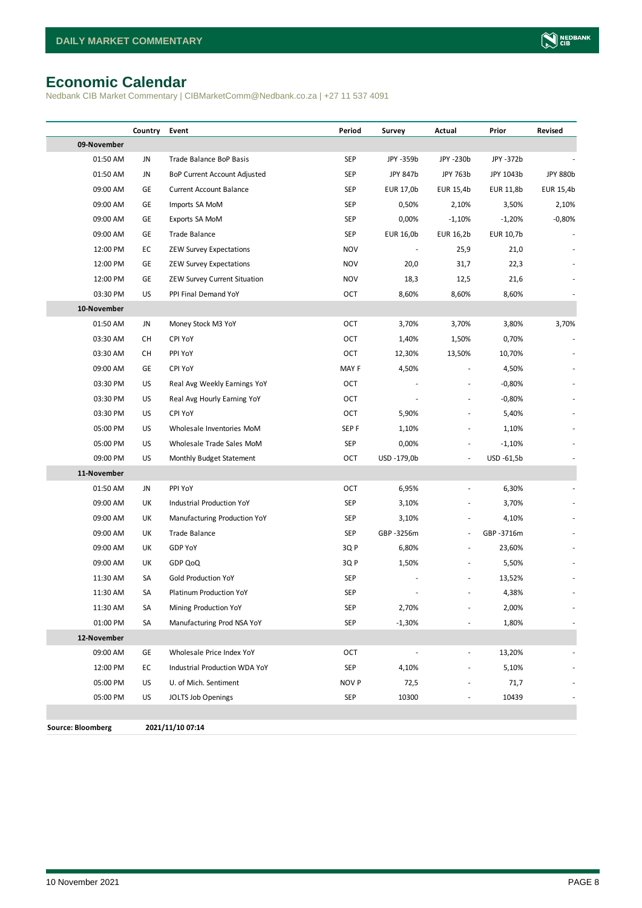# Economic Calendar

Nedbank CIB Market Commentary | CIBMarketComm@Nedbank.co.za | +27 11 537 4091

| | Country | Event | Period | Survey | Actual | Prior | Revised |
|---|---|---|---|---|---|---|---|
| **09-November** | | | | | | | |
| 01:50 AM | JN | Trade Balance BoP Basis | SEP | JPY -359b | JPY -230b | JPY -372b | - |
| 01:50 AM | JN | BoP Current Account Adjusted | SEP | JPY 847b | JPY 763b | JPY 1043b | JPY 880b |
| 09:00 AM | GE | Current Account Balance | SEP | EUR 17,0b | EUR 15,4b | EUR 11,8b | EUR 15,4b |
| 09:00 AM | GE | Imports SA MoM | SEP | 0,50% | 2,10% | 3,50% | 2,10% |
| 09:00 AM | GE | Exports SA MoM | SEP | 0,00% | -1,10% | -1,20% | -0,80% |
| 09:00 AM | GE | Trade Balance | SEP | EUR 16,0b | EUR 16,2b | EUR 10,7b | - |
| 12:00 PM | EC | ZEW Survey Expectations | NOV | - | 25,9 | 21,0 | - |
| 12:00 PM | GE | ZEW Survey Expectations | NOV | 20,0 | 31,7 | 22,3 | - |
| 12:00 PM | GE | ZEW Survey Current Situation | NOV | 18,3 | 12,5 | 21,6 | - |
| 03:30 PM | US | PPI Final Demand YoY | OCT | 8,60% | 8,60% | 8,60% | - |
| **10-November** | | | | | | | |
| 01:50 AM | JN | Money Stock M3 YoY | OCT | 3,70% | 3,70% | 3,80% | 3,70% |
| 03:30 AM | CH | CPI YoY | OCT | 1,40% | 1,50% | 0,70% | - |
| 03:30 AM | CH | PPI YoY | OCT | 12,30% | 13,50% | 10,70% | - |
| 09:00 AM | GE | CPI YoY | MAY F | 4,50% | - | 4,50% | - |
| 03:30 PM | US | Real Avg Weekly Earnings YoY | OCT | - | - | -0,80% | - |
| 03:30 PM | US | Real Avg Hourly Earning YoY | OCT | - | - | -0,80% | - |
| 03:30 PM | US | CPI YoY | OCT | 5,90% | - | 5,40% | - |
| 05:00 PM | US | Wholesale Inventories MoM | SEP F | 1,10% | - | 1,10% | - |
| 05:00 PM | US | Wholesale Trade Sales MoM | SEP | 0,00% | - | -1,10% | - |
| 09:00 PM | US | Monthly Budget Statement | OCT | USD -179,0b | - | USD -61,5b | - |
| **11-November** | | | | | | | |
| 01:50 AM | JN | PPI YoY | OCT | 6,95% | - | 6,30% | - |
| 09:00 AM | UK | Industrial Production YoY | SEP | 3,10% | - | 3,70% | - |
| 09:00 AM | UK | Manufacturing Production YoY | SEP | 3,10% | - | 4,10% | - |
| 09:00 AM | UK | Trade Balance | SEP | GBP -3256m | - | GBP -3716m | - |
| 09:00 AM | UK | GDP YoY | 3Q P | 6,80% | - | 23,60% | - |
| 09:00 AM | UK | GDP QoQ | 3Q P | 1,50% | - | 5,50% | - |
| 11:30 AM | SA | Gold Production YoY | SEP | - | - | 13,52% | - |
| 11:30 AM | SA | Platinum Production YoY | SEP | - | - | 4,38% | - |
| 11:30 AM | SA | Mining Production YoY | SEP | 2,70% | - | 2,00% | - |
| 01:00 PM | SA | Manufacturing Prod NSA YoY | SEP | -1,30% | - | 1,80% | - |
| **12-November** | | | | | | | |
| 09:00 AM | GE | Wholesale Price Index YoY | OCT | - | - | 13,20% | - |
| 12:00 PM | EC | Industrial Production WDA YoY | SEP | 4,10% | - | 5,10% | - |
| 05:00 PM | US | U. of Mich. Sentiment | NOV P | 72,5 | - | 71,7 | - |
| 05:00 PM | US | JOLTS Job Openings | SEP | 10300 | - | 10439 | - |

**Source: Bloomberg** **2021/11/10 07:14**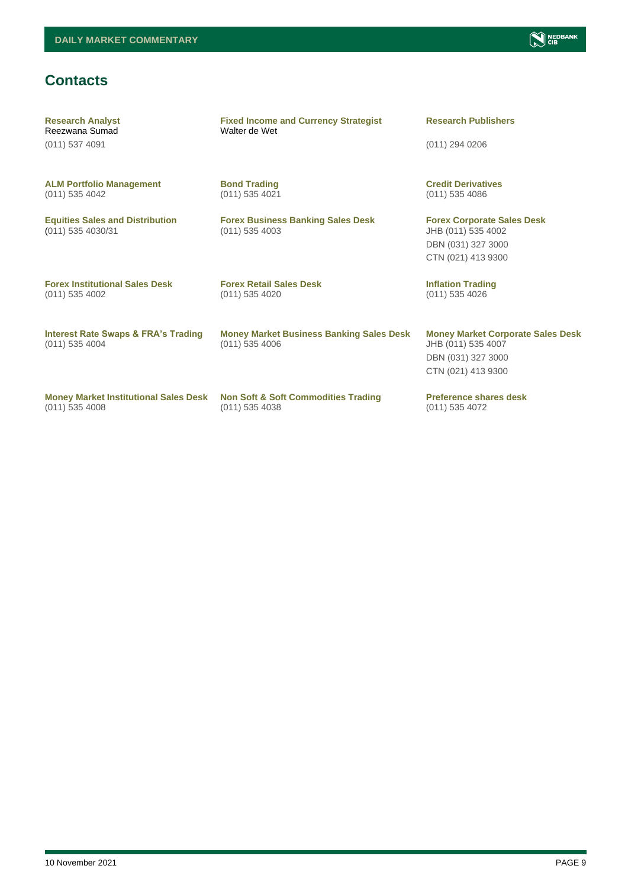# Contacts

**Research Analyst**
Reezwana Sumad
(011) 537 4091

**Fixed Income and Currency Strategist**
Walter de Wet

**Research Publishers**
(011) 294 0206

**ALM Portfolio Management**
(011) 535 4042

**Bond Trading**
(011) 535 4021

**Credit Derivatives**
(011) 535 4086

**Equities Sales and Distribution**
(011) 535 4030/31

**Forex Business Banking Sales Desk**
(011) 535 4003

**Forex Corporate Sales Desk**
JHB (011) 535 4002
DBN (031) 327 3000
CTN (021) 413 9300

**Forex Institutional Sales Desk**
(011) 535 4002

**Forex Retail Sales Desk**
(011) 535 4020

**Inflation Trading**
(011) 535 4026

**Interest Rate Swaps & FRA's Trading**
(011) 535 4004

**Money Market Business Banking Sales Desk**
(011) 535 4006

**Money Market Corporate Sales Desk**
JHB (011) 535 4007
DBN (031) 327 3000
CTN (021) 413 9300

**Money Market Institutional Sales Desk**
(011) 535 4008

**Non Soft & Soft Commodities Trading**
(011) 535 4038

**Preference shares desk**
(011) 535 4072